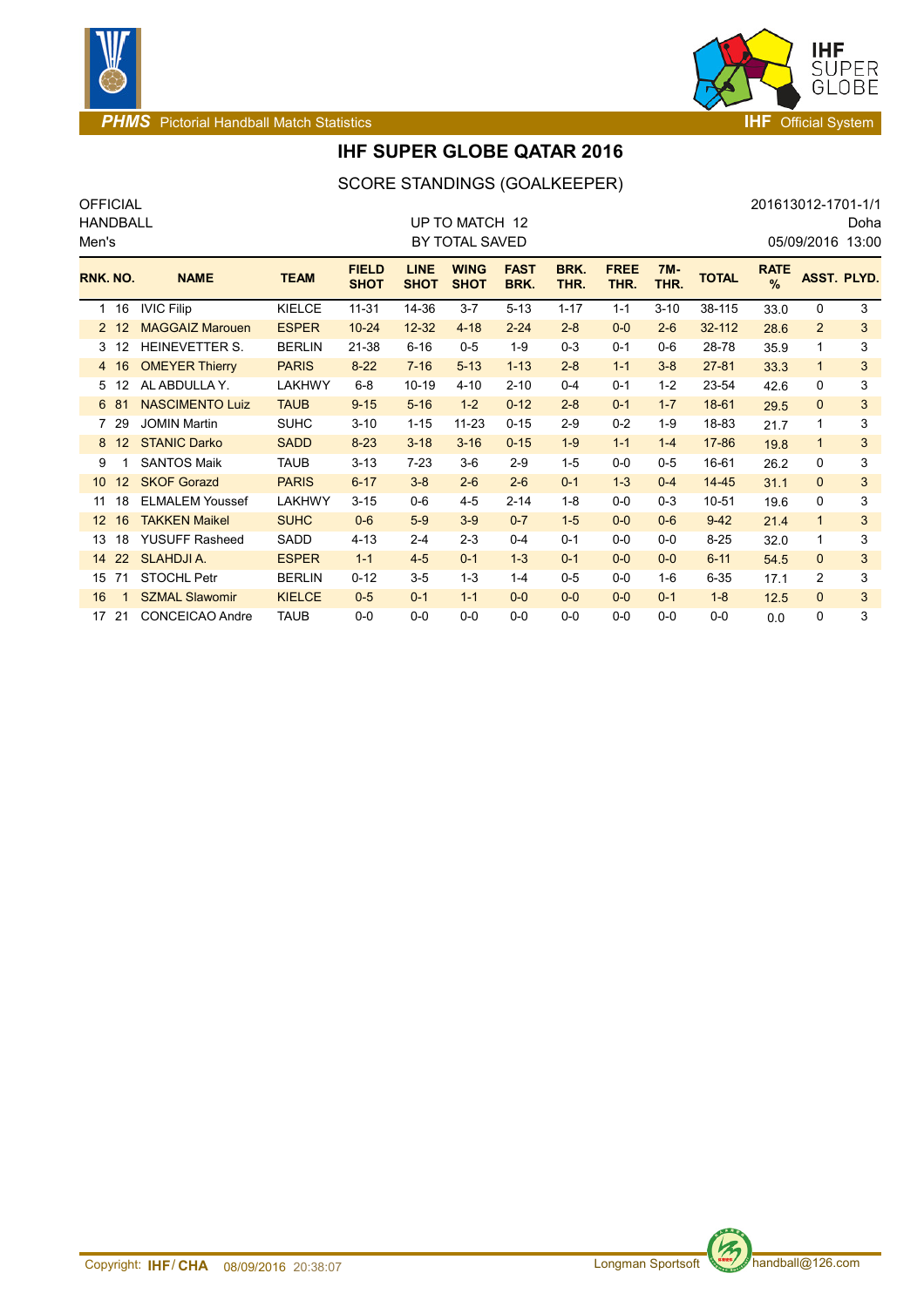PHMS Pictorial Handball Match Statistics    IHF Official System

# IHF SUPER GLOBE QATAR 2016

## SCORE STANDINGS (GOALKEEPER)

OFFICIAL
HANDBALL
Men's

UP TO MATCH 12
BY TOTAL SAVED

201613012-1701-1/1
Doha
05/09/2016 13:00

| RNK. | NO. | NAME | TEAM | FIELD SHOT | LINE SHOT | WING SHOT | FAST BRK. | BRK. THR. | FREE THR. | 7M-THR. | TOTAL | RATE % | ASST. | PLYD. |
|---|---|---|---|---|---|---|---|---|---|---|---|---|---|---|
| 1 | 16 | IVIC Filip | KIELCE | 11-31 | 14-36 | 3-7 | 5-13 | 1-17 | 1-1 | 3-10 | 38-115 | 33.0 | 0 | 3 |
| 2 | 12 | MAGGAIZ Marouen | ESPER | 10-24 | 12-32 | 4-18 | 2-24 | 2-8 | 0-0 | 2-6 | 32-112 | 28.6 | 2 | 3 |
| 3 | 12 | HEINEVETTER S. | BERLIN | 21-38 | 6-16 | 0-5 | 1-9 | 0-3 | 0-1 | 0-6 | 28-78 | 35.9 | 1 | 3 |
| 4 | 16 | OMEYER Thierry | PARIS | 8-22 | 7-16 | 5-13 | 1-13 | 2-8 | 1-1 | 3-8 | 27-81 | 33.3 | 1 | 3 |
| 5 | 12 | AL ABDULLA Y. | LAKHWY | 6-8 | 10-19 | 4-10 | 2-10 | 0-4 | 0-1 | 1-2 | 23-54 | 42.6 | 0 | 3 |
| 6 | 81 | NASCIMENTO Luiz | TAUB | 9-15 | 5-16 | 1-2 | 0-12 | 2-8 | 0-1 | 1-7 | 18-61 | 29.5 | 0 | 3 |
| 7 | 29 | JOMIN Martin | SUHC | 3-10 | 1-15 | 11-23 | 0-15 | 2-9 | 0-2 | 1-9 | 18-83 | 21.7 | 1 | 3 |
| 8 | 12 | STANIC Darko | SADD | 8-23 | 3-18 | 3-16 | 0-15 | 1-9 | 1-1 | 1-4 | 17-86 | 19.8 | 1 | 3 |
| 9 | 1 | SANTOS Maik | TAUB | 3-13 | 7-23 | 3-6 | 2-9 | 1-5 | 0-0 | 0-5 | 16-61 | 26.2 | 0 | 3 |
| 10 | 12 | SKOF Gorazd | PARIS | 6-17 | 3-8 | 2-6 | 2-6 | 0-1 | 1-3 | 0-4 | 14-45 | 31.1 | 0 | 3 |
| 11 | 18 | ELMALEM Youssef | LAKHWY | 3-15 | 0-6 | 4-5 | 2-14 | 1-8 | 0-0 | 0-3 | 10-51 | 19.6 | 0 | 3 |
| 12 | 16 | TAKKEN Maikel | SUHC | 0-6 | 5-9 | 3-9 | 0-7 | 1-5 | 0-0 | 0-6 | 9-42 | 21.4 | 1 | 3 |
| 13 | 18 | YUSUFF Rasheed | SADD | 4-13 | 2-4 | 2-3 | 0-4 | 0-1 | 0-0 | 0-0 | 8-25 | 32.0 | 1 | 3 |
| 14 | 22 | SLAHDJI A. | ESPER | 1-1 | 4-5 | 0-1 | 1-3 | 0-1 | 0-0 | 0-0 | 6-11 | 54.5 | 0 | 3 |
| 15 | 71 | STOCHL Petr | BERLIN | 0-12 | 3-5 | 1-3 | 1-4 | 0-5 | 0-0 | 1-6 | 6-35 | 17.1 | 2 | 3 |
| 16 | 1 | SZMAL Slawomir | KIELCE | 0-5 | 0-1 | 1-1 | 0-0 | 0-0 | 0-0 | 0-1 | 1-8 | 12.5 | 0 | 3 |
| 17 | 21 | CONCEICAO Andre | TAUB | 0-0 | 0-0 | 0-0 | 0-0 | 0-0 | 0-0 | 0-0 | 0-0 | 0.0 | 0 | 3 |

Copyright: IHF/CHA 08/09/2016 20:38:07    Longman Sportsoft handball@126.com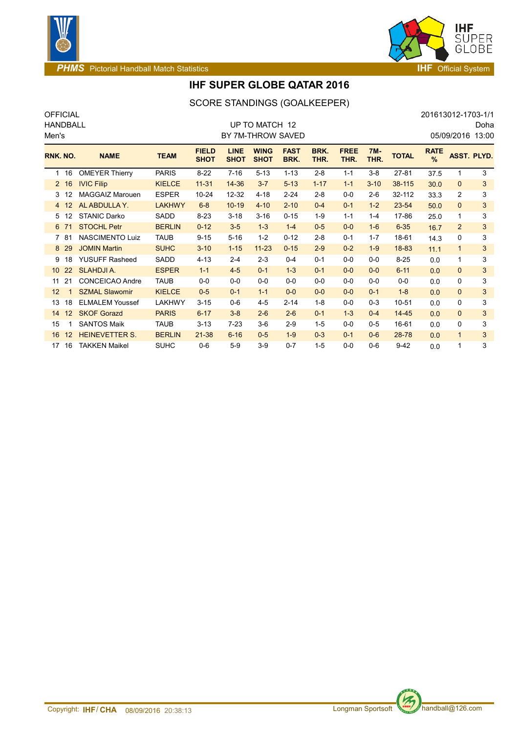# IHF SUPER GLOBE QATAR 2016

## SCORE STANDINGS (GOALKEEPER)

OFFICIAL
HANDBALL
Men's

UP TO MATCH 12
BY 7M-THROW SAVED

201613012-1703-1/1
Doha
05/09/2016 13:00

| RNK. | NO. | NAME | TEAM | FIELD SHOT | LINE SHOT | WING SHOT | FAST BRK. | BRK. THR. | FREE THR. | 7M-THR. | TOTAL | RATE % | ASST. | PLYD. |
|---|---|---|---|---|---|---|---|---|---|---|---|---|---|---|
| 1 | 16 | OMEYER Thierry | PARIS | 8-22 | 7-16 | 5-13 | 1-13 | 2-8 | 1-1 | 3-8 | 27-81 | 37.5 | 1 | 3 |
| 2 | 16 | IVIC Filip | KIELCE | 11-31 | 14-36 | 3-7 | 5-13 | 1-17 | 1-1 | 3-10 | 38-115 | 30.0 | 0 | 3 |
| 3 | 12 | MAGGAIZ Marouen | ESPER | 10-24 | 12-32 | 4-18 | 2-24 | 2-8 | 0-0 | 2-6 | 32-112 | 33.3 | 2 | 3 |
| 4 | 12 | AL ABDULLA Y. | LAKHWY | 6-8 | 10-19 | 4-10 | 2-10 | 0-4 | 0-1 | 1-2 | 23-54 | 50.0 | 0 | 3 |
| 5 | 12 | STANIC Darko | SADD | 8-23 | 3-18 | 3-16 | 0-15 | 1-9 | 1-1 | 1-4 | 17-86 | 25.0 | 1 | 3 |
| 6 | 71 | STOCHL Petr | BERLIN | 0-12 | 3-5 | 1-3 | 1-4 | 0-5 | 0-0 | 1-6 | 6-35 | 16.7 | 2 | 3 |
| 7 | 81 | NASCIMENTO Luiz | TAUB | 9-15 | 5-16 | 1-2 | 0-12 | 2-8 | 0-1 | 1-7 | 18-61 | 14.3 | 0 | 3 |
| 8 | 29 | JOMIN Martin | SUHC | 3-10 | 1-15 | 11-23 | 0-15 | 2-9 | 0-2 | 1-9 | 18-83 | 11.1 | 1 | 3 |
| 9 | 18 | YUSUFF Rasheed | SADD | 4-13 | 2-4 | 2-3 | 0-4 | 0-1 | 0-0 | 0-0 | 8-25 | 0.0 | 1 | 3 |
| 10 | 22 | SLAHDJI A. | ESPER | 1-1 | 4-5 | 0-1 | 1-3 | 0-1 | 0-0 | 0-0 | 6-11 | 0.0 | 0 | 3 |
| 11 | 21 | CONCEICAO Andre | TAUB | 0-0 | 0-0 | 0-0 | 0-0 | 0-0 | 0-0 | 0-0 | 0-0 | 0.0 | 0 | 3 |
| 12 | 1 | SZMAL Slawomir | KIELCE | 0-5 | 0-1 | 1-1 | 0-0 | 0-0 | 0-0 | 0-1 | 1-8 | 0.0 | 0 | 3 |
| 13 | 18 | ELMALEM Youssef | LAKHWY | 3-15 | 0-6 | 4-5 | 2-14 | 1-8 | 0-0 | 0-3 | 10-51 | 0.0 | 0 | 3 |
| 14 | 12 | SKOF Gorazd | PARIS | 6-17 | 3-8 | 2-6 | 2-6 | 0-1 | 1-3 | 0-4 | 14-45 | 0.0 | 0 | 3 |
| 15 | 1 | SANTOS Maik | TAUB | 3-13 | 7-23 | 3-6 | 2-9 | 1-5 | 0-0 | 0-5 | 16-61 | 0.0 | 0 | 3 |
| 16 | 12 | HEINEVETTER S. | BERLIN | 21-38 | 6-16 | 0-5 | 1-9 | 0-3 | 0-1 | 0-6 | 28-78 | 0.0 | 1 | 3 |
| 17 | 16 | TAKKEN Maikel | SUHC | 0-6 | 5-9 | 3-9 | 0-7 | 1-5 | 0-0 | 0-6 | 9-42 | 0.0 | 1 | 3 |